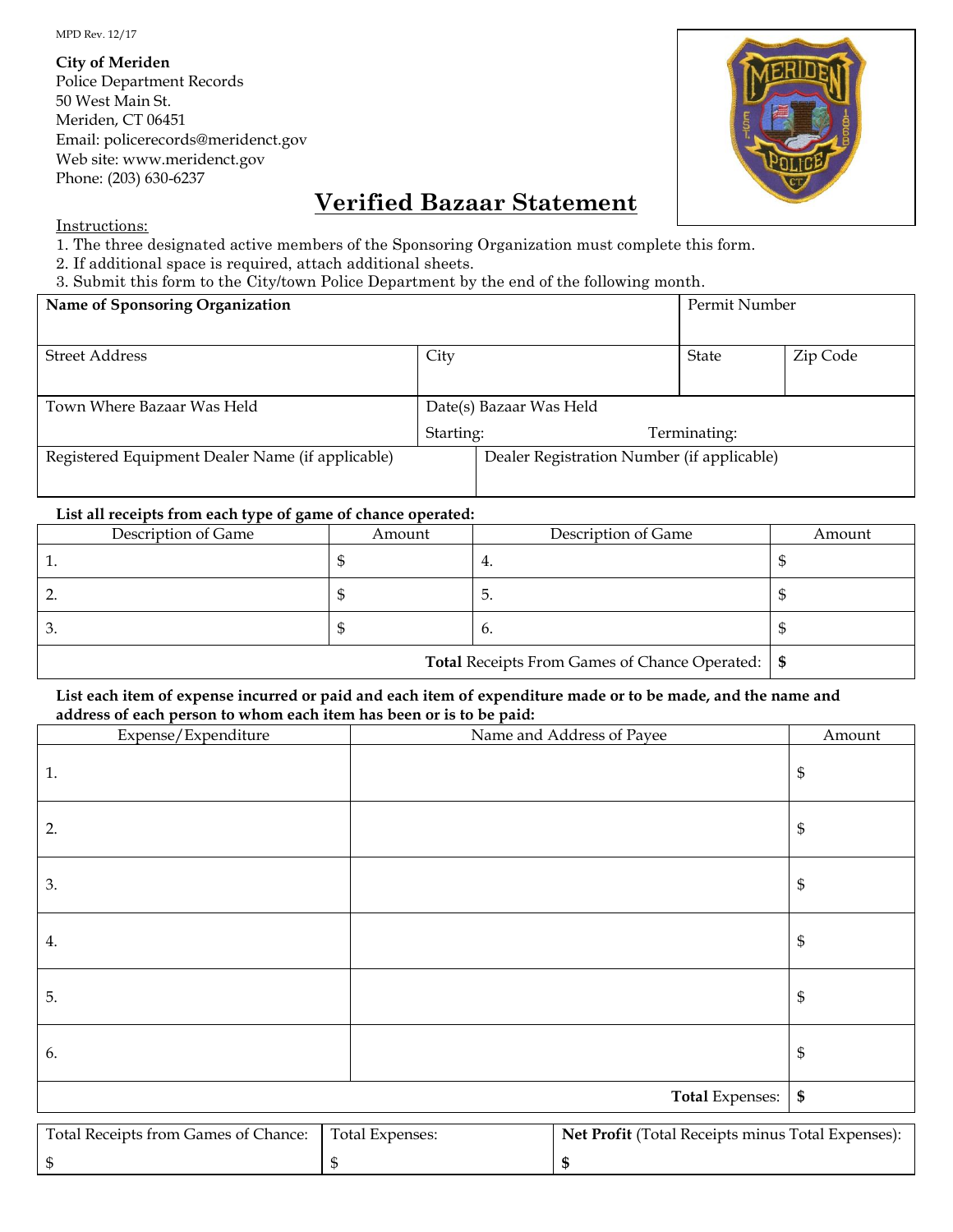MPD Rev. 12/17

**City of Meriden**
Police Department Records
50 West Main St.
Meriden, CT 06451
Email: policerecords@meridenct.gov
Web site: www.meridenct.gov
Phone: (203) 630-6237

# Verified Bazaar Statement

Instructions:

1. The three designated active members of the Sponsoring Organization must complete this form.
2. If additional space is required, attach additional sheets.
3. Submit this form to the City/town Police Department by the end of the following month.

| **Name of Sponsoring Organization** | | | Permit Number | |
|---|---|---|---|---|
| Street Address | City | | State | Zip Code |
| Town Where Bazaar Was Held | Date(s) Bazaar Was Held<br>Starting: Terminating: | | | |
| Registered Equipment Dealer Name (if applicable) | Dealer Registration Number (if applicable) | | | |

**List all receipts from each type of game of chance operated:**

| Description of Game | Amount | Description of Game | Amount |
|---|---|---|---|
| 1. | $ | 4. | $ |
| 2. | $ | 5. | $ |
| 3. | $ | 6. | $ |
| | | **Total** Receipts From Games of Chance Operated: | **$** |

**List each item of expense incurred or paid and each item of expenditure made or to be made, and the name and address of each person to whom each item has been or is to be paid:**

| Expense/Expenditure | Name and Address of Payee | Amount |
|---|---|---|
| 1. | | $ |
| 2. | | $ |
| 3. | | $ |
| 4. | | $ |
| 5. | | $ |
| 6. | | $ |
| | **Total** Expenses: | **$** |

| Total Receipts from Games of Chance: | Total Expenses: | **Net Profit** (Total Receipts minus Total Expenses): |
|---|---|---|
| $ | $ | **$** |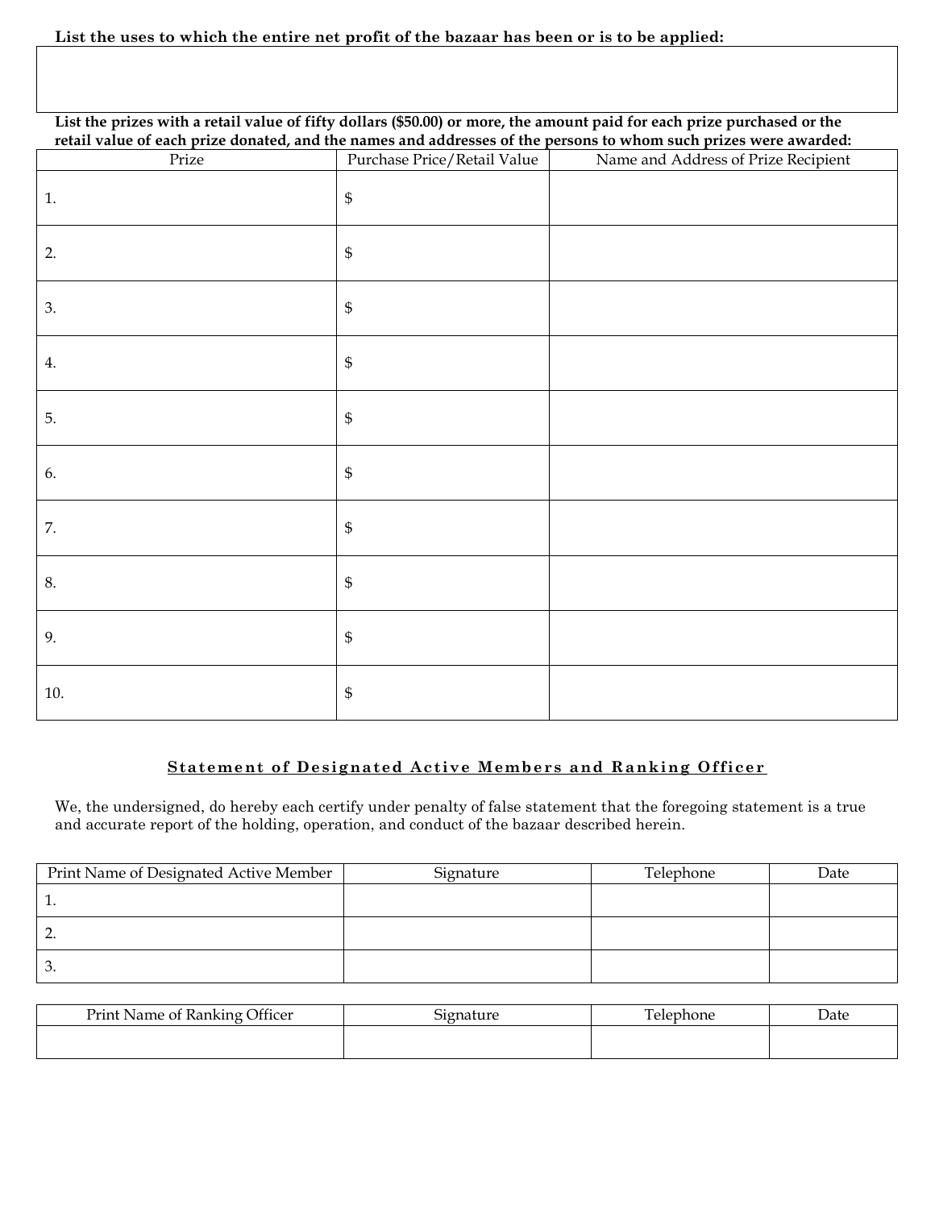**List the uses to which the entire net profit of the bazaar has been or is to be applied:**

| |
|---|
| |

**List the prizes with a retail value of fifty dollars ($50.00) or more, the amount paid for each prize purchased or the retail value of each prize donated, and the names and addresses of the persons to whom such prizes were awarded:**

| Prize | Purchase Price/Retail Value | Name and Address of Prize Recipient |
|---|---|---|
| 1. | $ | |
| 2. | $ | |
| 3. | $ | |
| 4. | $ | |
| 5. | $ | |
| 6. | $ | |
| 7. | $ | |
| 8. | $ | |
| 9. | $ | |
| 10. | $ | |

## Statement of Designated Active Members and Ranking Officer

We, the undersigned, do hereby each certify under penalty of false statement that the foregoing statement is a true and accurate report of the holding, operation, and conduct of the bazaar described herein.

| Print Name of Designated Active Member | Signature | Telephone | Date |
|---|---|---|---|
| 1. | | | |
| 2. | | | |
| 3. | | | |

| Print Name of Ranking Officer | Signature | Telephone | Date |
|---|---|---|---|
| | | | |